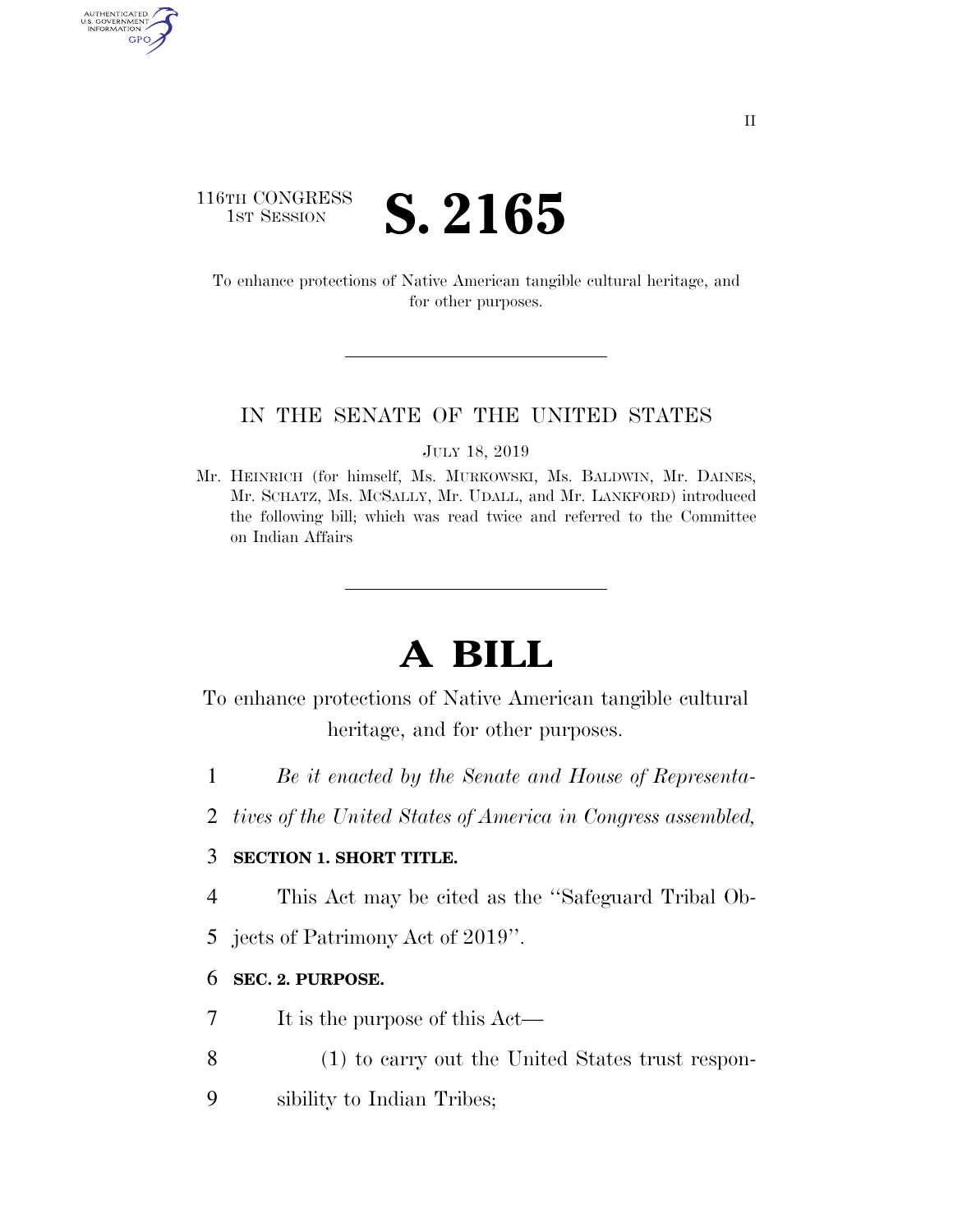116TH CONGRESS
1ST SESSION

# S. 2165

To enhance protections of Native American tangible cultural heritage, and for other purposes.

IN THE SENATE OF THE UNITED STATES

JULY 18, 2019

Mr. HEINRICH (for himself, Ms. MURKOWSKI, Ms. BALDWIN, Mr. DAINES, Mr. SCHATZ, Ms. MCSALLY, Mr. UDALL, and Mr. LANKFORD) introduced the following bill; which was read twice and referred to the Committee on Indian Affairs

# A BILL

To enhance protections of Native American tangible cultural heritage, and for other purposes.

1 *Be it enacted by the Senate and House of Representa-*
2 *tives of the United States of America in Congress assembled,*

3 **SECTION 1. SHORT TITLE.**

4 This Act may be cited as the ''Safeguard Tribal Ob-
5 jects of Patrimony Act of 2019''.

6 **SEC. 2. PURPOSE.**

7 It is the purpose of this Act—

8 (1) to carry out the United States trust respon-
9 sibility to Indian Tribes;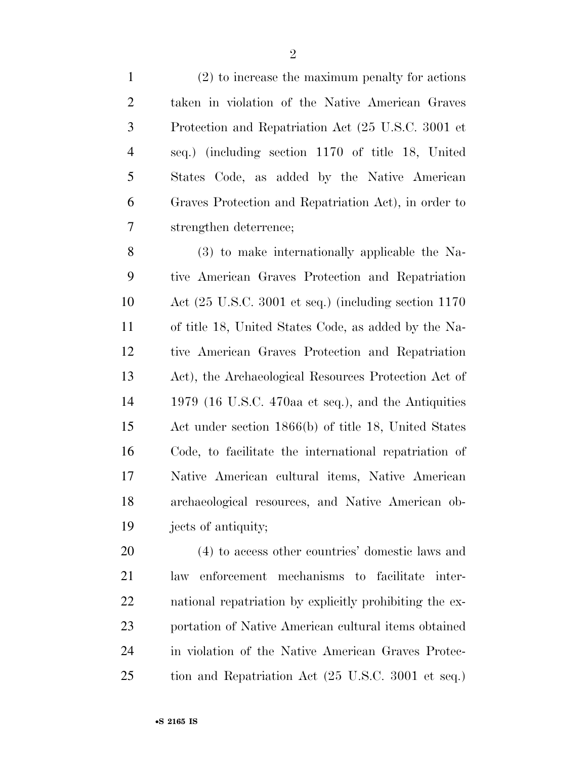(2) to increase the maximum penalty for actions taken in violation of the Native American Graves Protection and Repatriation Act (25 U.S.C. 3001 et seq.) (including section 1170 of title 18, United States Code, as added by the Native American Graves Protection and Repatriation Act), in order to strengthen deterrence;

(3) to make internationally applicable the Native American Graves Protection and Repatriation Act (25 U.S.C. 3001 et seq.) (including section 1170 of title 18, United States Code, as added by the Native American Graves Protection and Repatriation Act), the Archaeological Resources Protection Act of 1979 (16 U.S.C. 470aa et seq.), and the Antiquities Act under section 1866(b) of title 18, United States Code, to facilitate the international repatriation of Native American cultural items, Native American archaeological resources, and Native American objects of antiquity;

(4) to access other countries' domestic laws and law enforcement mechanisms to facilitate international repatriation by explicitly prohibiting the exportation of Native American cultural items obtained in violation of the Native American Graves Protection and Repatriation Act (25 U.S.C. 3001 et seq.)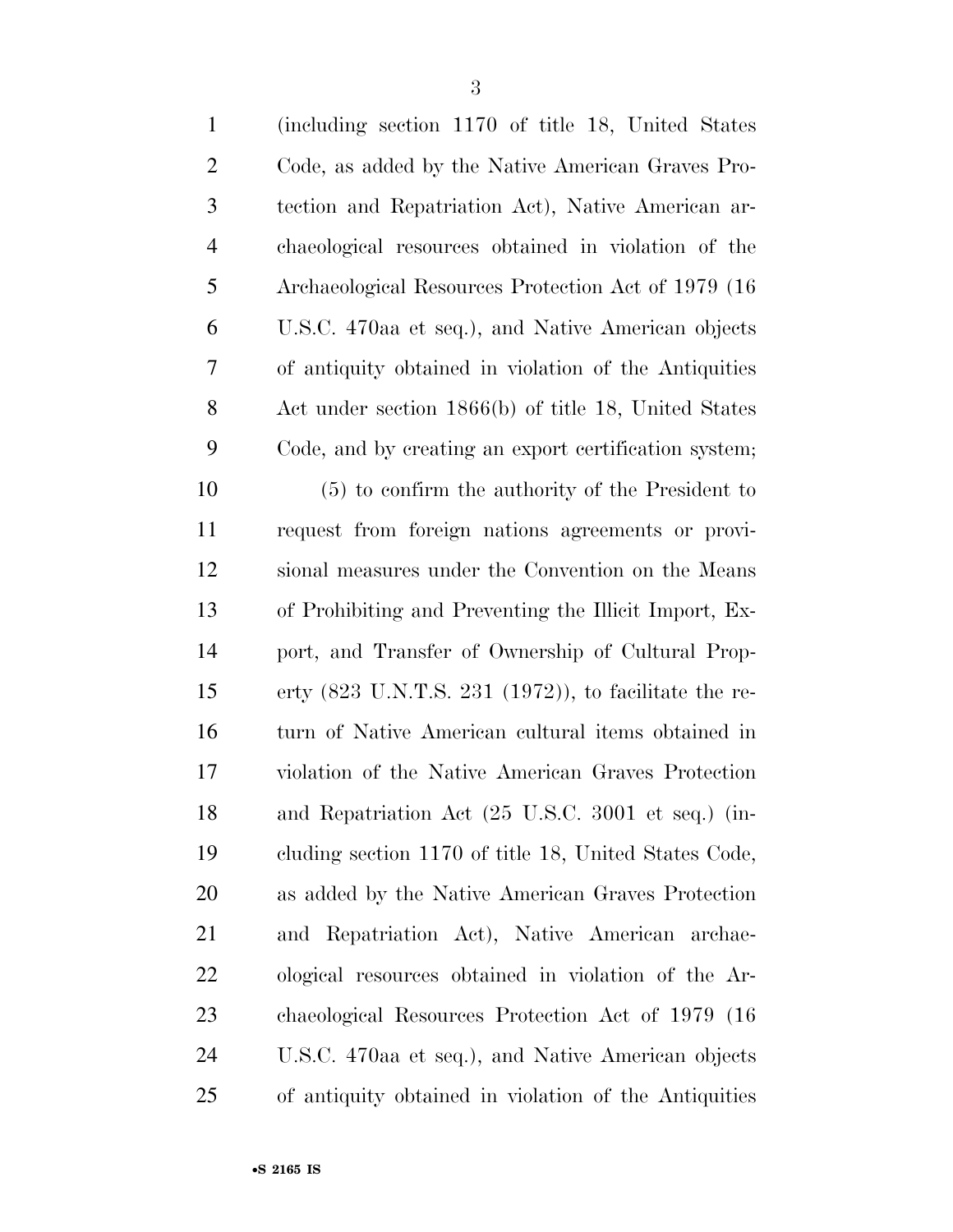(including section 1170 of title 18, United States Code, as added by the Native American Graves Protection and Repatriation Act), Native American archaeological resources obtained in violation of the Archaeological Resources Protection Act of 1979 (16 U.S.C. 470aa et seq.), and Native American objects of antiquity obtained in violation of the Antiquities Act under section 1866(b) of title 18, United States Code, and by creating an export certification system;

(5) to confirm the authority of the President to request from foreign nations agreements or provisional measures under the Convention on the Means of Prohibiting and Preventing the Illicit Import, Export, and Transfer of Ownership of Cultural Property (823 U.N.T.S. 231 (1972)), to facilitate the return of Native American cultural items obtained in violation of the Native American Graves Protection and Repatriation Act (25 U.S.C. 3001 et seq.) (including section 1170 of title 18, United States Code, as added by the Native American Graves Protection and Repatriation Act), Native American archaeological resources obtained in violation of the Archaeological Resources Protection Act of 1979 (16 U.S.C. 470aa et seq.), and Native American objects of antiquity obtained in violation of the Antiquities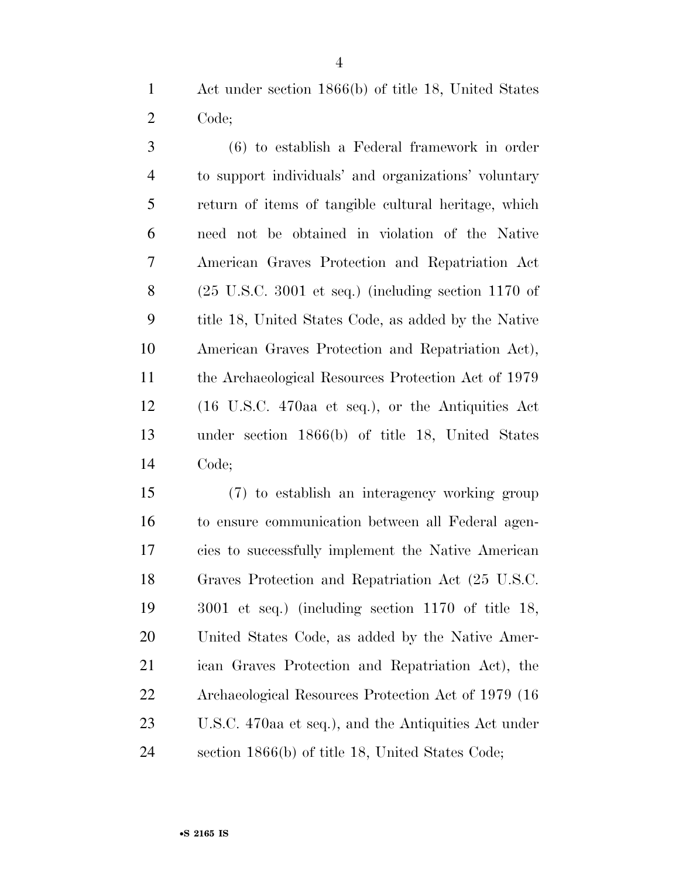Act under section 1866(b) of title 18, United States Code;

(6) to establish a Federal framework in order to support individuals' and organizations' voluntary return of items of tangible cultural heritage, which need not be obtained in violation of the Native American Graves Protection and Repatriation Act (25 U.S.C. 3001 et seq.) (including section 1170 of title 18, United States Code, as added by the Native American Graves Protection and Repatriation Act), the Archaeological Resources Protection Act of 1979 (16 U.S.C. 470aa et seq.), or the Antiquities Act under section 1866(b) of title 18, United States Code;

(7) to establish an interagency working group to ensure communication between all Federal agencies to successfully implement the Native American Graves Protection and Repatriation Act (25 U.S.C. 3001 et seq.) (including section 1170 of title 18, United States Code, as added by the Native American Graves Protection and Repatriation Act), the Archaeological Resources Protection Act of 1979 (16 U.S.C. 470aa et seq.), and the Antiquities Act under section 1866(b) of title 18, United States Code;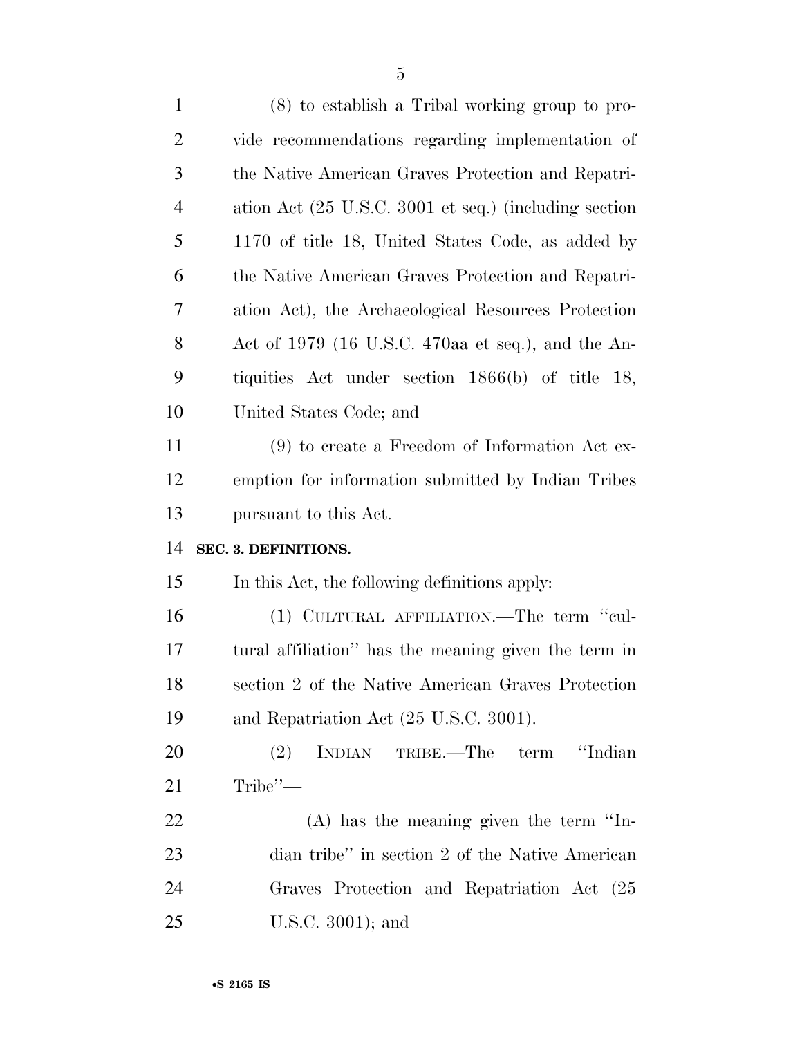(8) to establish a Tribal working group to provide recommendations regarding implementation of the Native American Graves Protection and Repatriation Act (25 U.S.C. 3001 et seq.) (including section 1170 of title 18, United States Code, as added by the Native American Graves Protection and Repatriation Act), the Archaeological Resources Protection Act of 1979 (16 U.S.C. 470aa et seq.), and the Antiquities Act under section 1866(b) of title 18, United States Code; and

(9) to create a Freedom of Information Act exemption for information submitted by Indian Tribes pursuant to this Act.

**SEC. 3. DEFINITIONS.**

In this Act, the following definitions apply:

(1) CULTURAL AFFILIATION.—The term "cultural affiliation" has the meaning given the term in section 2 of the Native American Graves Protection and Repatriation Act (25 U.S.C. 3001).

(2) INDIAN TRIBE.—The term "Indian Tribe"—

(A) has the meaning given the term "Indian tribe" in section 2 of the Native American Graves Protection and Repatriation Act (25 U.S.C. 3001); and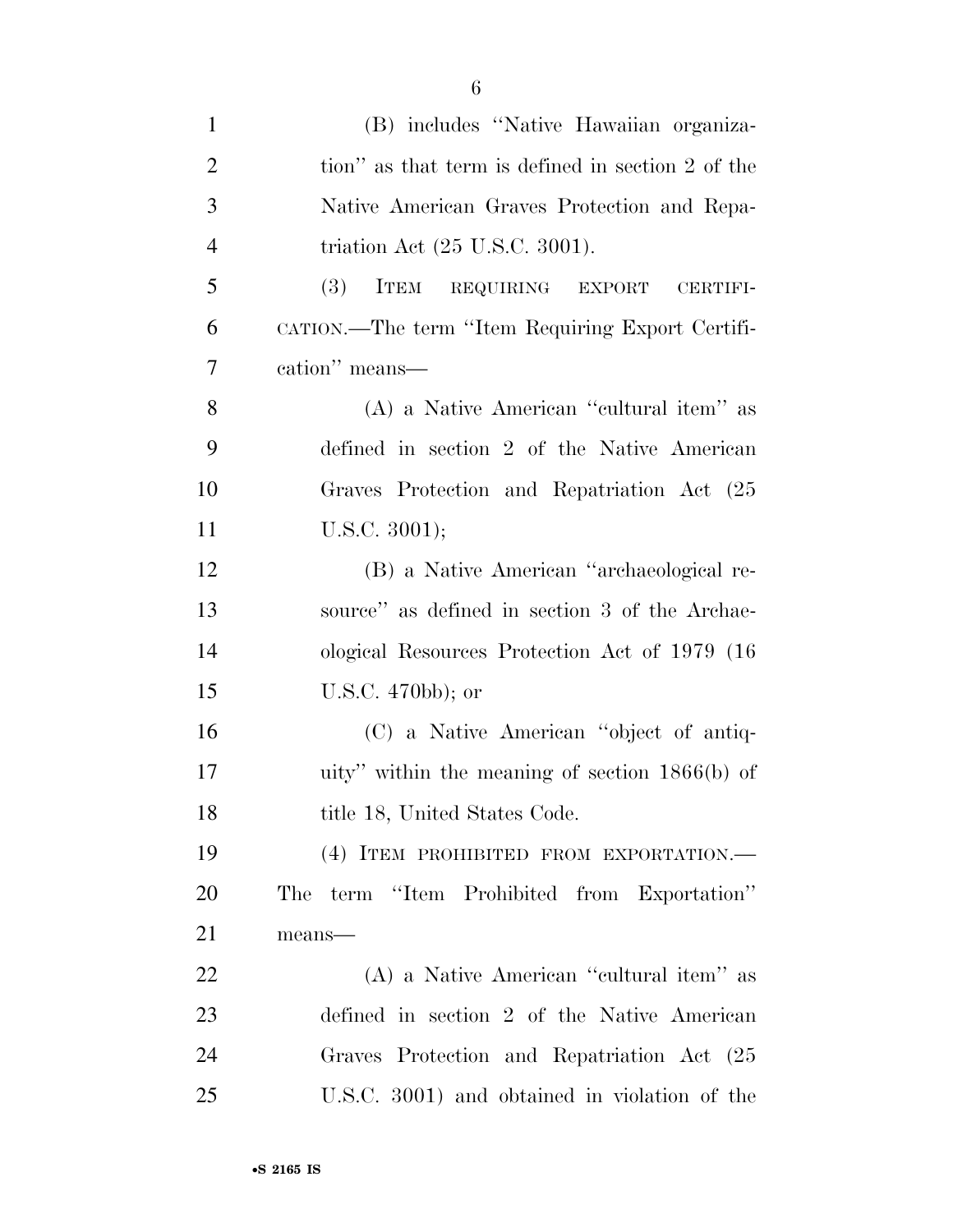(B) includes "Native Hawaiian organization" as that term is defined in section 2 of the Native American Graves Protection and Repatriation Act (25 U.S.C. 3001).

(3) ITEM REQUIRING EXPORT CERTIFICATION.—The term "Item Requiring Export Certification" means—

(A) a Native American "cultural item" as defined in section 2 of the Native American Graves Protection and Repatriation Act (25 U.S.C. 3001);

(B) a Native American "archaeological resource" as defined in section 3 of the Archaeological Resources Protection Act of 1979 (16 U.S.C. 470bb); or

(C) a Native American "object of antiquity" within the meaning of section 1866(b) of title 18, United States Code.

(4) ITEM PROHIBITED FROM EXPORTATION.—The term "Item Prohibited from Exportation" means—

(A) a Native American "cultural item" as defined in section 2 of the Native American Graves Protection and Repatriation Act (25 U.S.C. 3001) and obtained in violation of the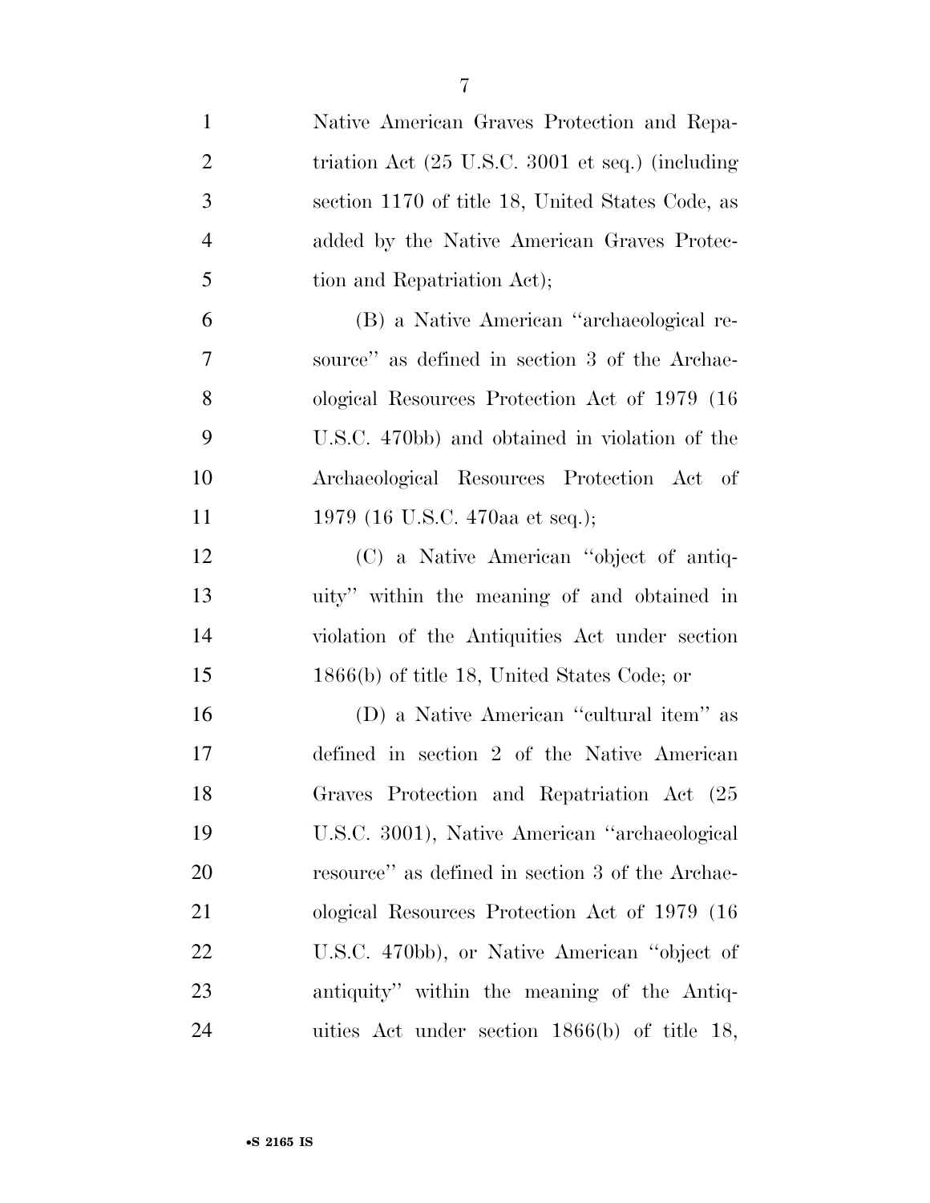Native American Graves Protection and Repatriation Act (25 U.S.C. 3001 et seq.) (including section 1170 of title 18, United States Code, as added by the Native American Graves Protection and Repatriation Act);

(B) a Native American ''archaeological resource'' as defined in section 3 of the Archaeological Resources Protection Act of 1979 (16 U.S.C. 470bb) and obtained in violation of the Archaeological Resources Protection Act of 1979 (16 U.S.C. 470aa et seq.);

(C) a Native American ''object of antiquity'' within the meaning of and obtained in violation of the Antiquities Act under section 1866(b) of title 18, United States Code; or

(D) a Native American ''cultural item'' as defined in section 2 of the Native American Graves Protection and Repatriation Act (25 U.S.C. 3001), Native American ''archaeological resource'' as defined in section 3 of the Archaeological Resources Protection Act of 1979 (16 U.S.C. 470bb), or Native American ''object of antiquity'' within the meaning of the Antiquities Act under section 1866(b) of title 18,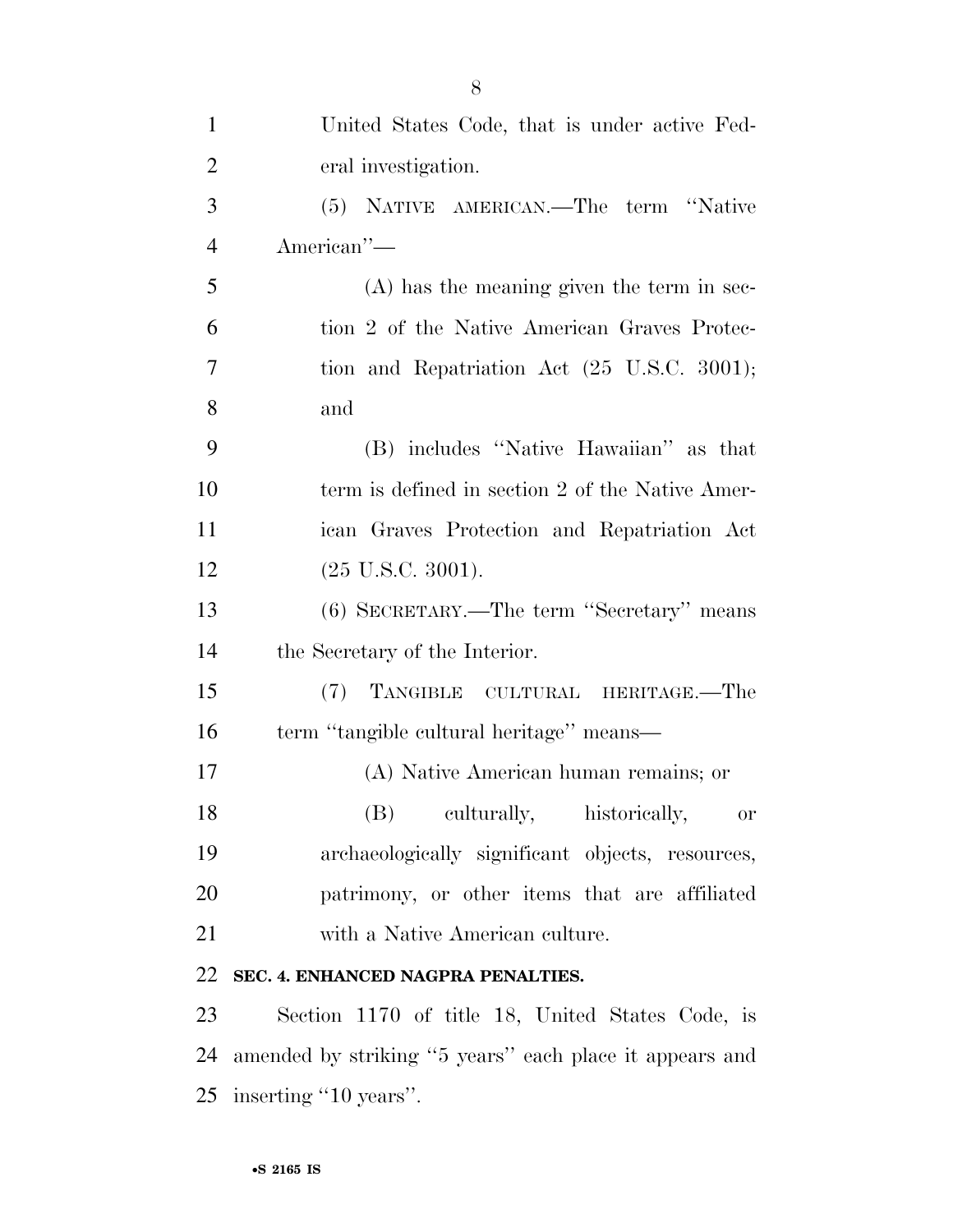United States Code, that is under active Federal investigation.

(5) NATIVE AMERICAN.—The term "Native American"—

(A) has the meaning given the term in section 2 of the Native American Graves Protection and Repatriation Act (25 U.S.C. 3001); and

(B) includes "Native Hawaiian" as that term is defined in section 2 of the Native American Graves Protection and Repatriation Act (25 U.S.C. 3001).

(6) SECRETARY.—The term "Secretary" means the Secretary of the Interior.

(7) TANGIBLE CULTURAL HERITAGE.—The term "tangible cultural heritage" means—

(A) Native American human remains; or

(B) culturally, historically, or archaeologically significant objects, resources, patrimony, or other items that are affiliated with a Native American culture.

**SEC. 4. ENHANCED NAGPRA PENALTIES.**

Section 1170 of title 18, United States Code, is amended by striking "5 years" each place it appears and inserting "10 years".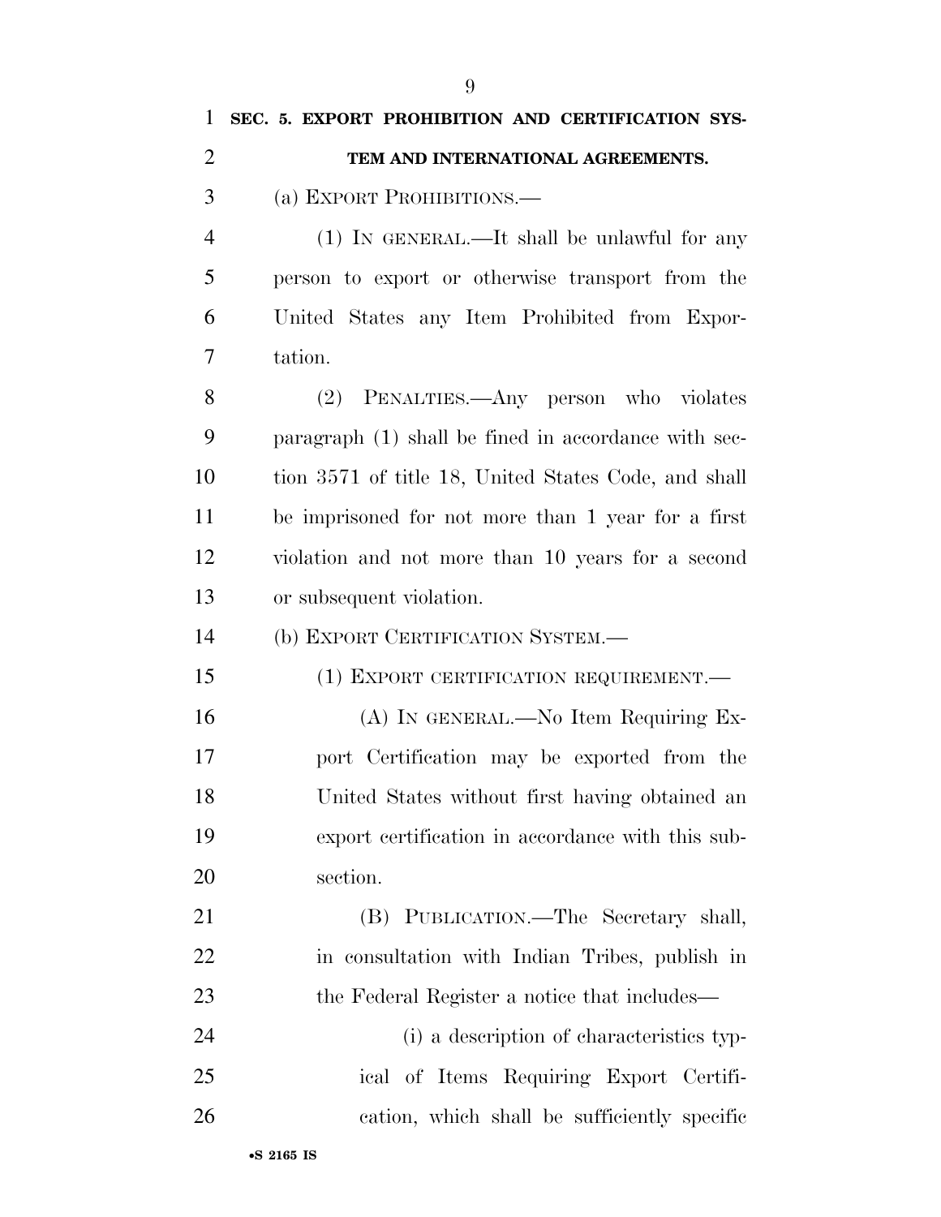**SEC. 5. EXPORT PROHIBITION AND CERTIFICATION SYSTEM AND INTERNATIONAL AGREEMENTS.**

(a) EXPORT PROHIBITIONS.—

(1) IN GENERAL.—It shall be unlawful for any person to export or otherwise transport from the United States any Item Prohibited from Exportation.

(2) PENALTIES.—Any person who violates paragraph (1) shall be fined in accordance with section 3571 of title 18, United States Code, and shall be imprisoned for not more than 1 year for a first violation and not more than 10 years for a second or subsequent violation.

(b) EXPORT CERTIFICATION SYSTEM.—

(1) EXPORT CERTIFICATION REQUIREMENT.—

(A) IN GENERAL.—No Item Requiring Export Certification may be exported from the United States without first having obtained an export certification in accordance with this subsection.

(B) PUBLICATION.—The Secretary shall, in consultation with Indian Tribes, publish in the Federal Register a notice that includes—

(i) a description of characteristics typical of Items Requiring Export Certification, which shall be sufficiently specific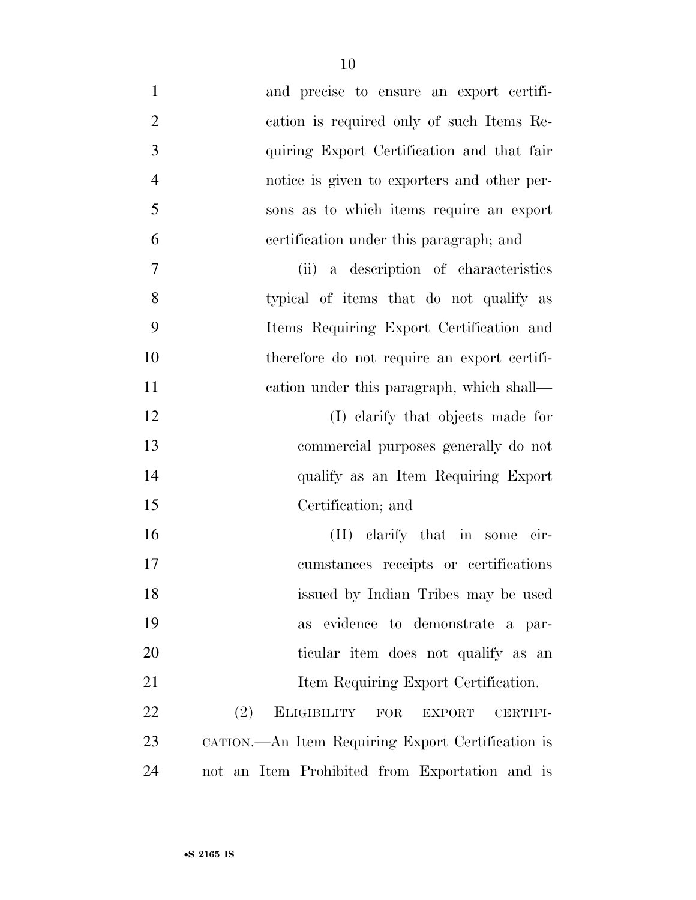and precise to ensure an export certification is required only of such Items Requiring Export Certification and that fair notice is given to exporters and other persons as to which items require an export certification under this paragraph; and

(ii) a description of characteristics typical of items that do not qualify as Items Requiring Export Certification and therefore do not require an export certification under this paragraph, which shall—

(I) clarify that objects made for commercial purposes generally do not qualify as an Item Requiring Export Certification; and

(II) clarify that in some circumstances receipts or certifications issued by Indian Tribes may be used as evidence to demonstrate a particular item does not qualify as an Item Requiring Export Certification.

(2) ELIGIBILITY FOR EXPORT CERTIFICATION.—An Item Requiring Export Certification is not an Item Prohibited from Exportation and is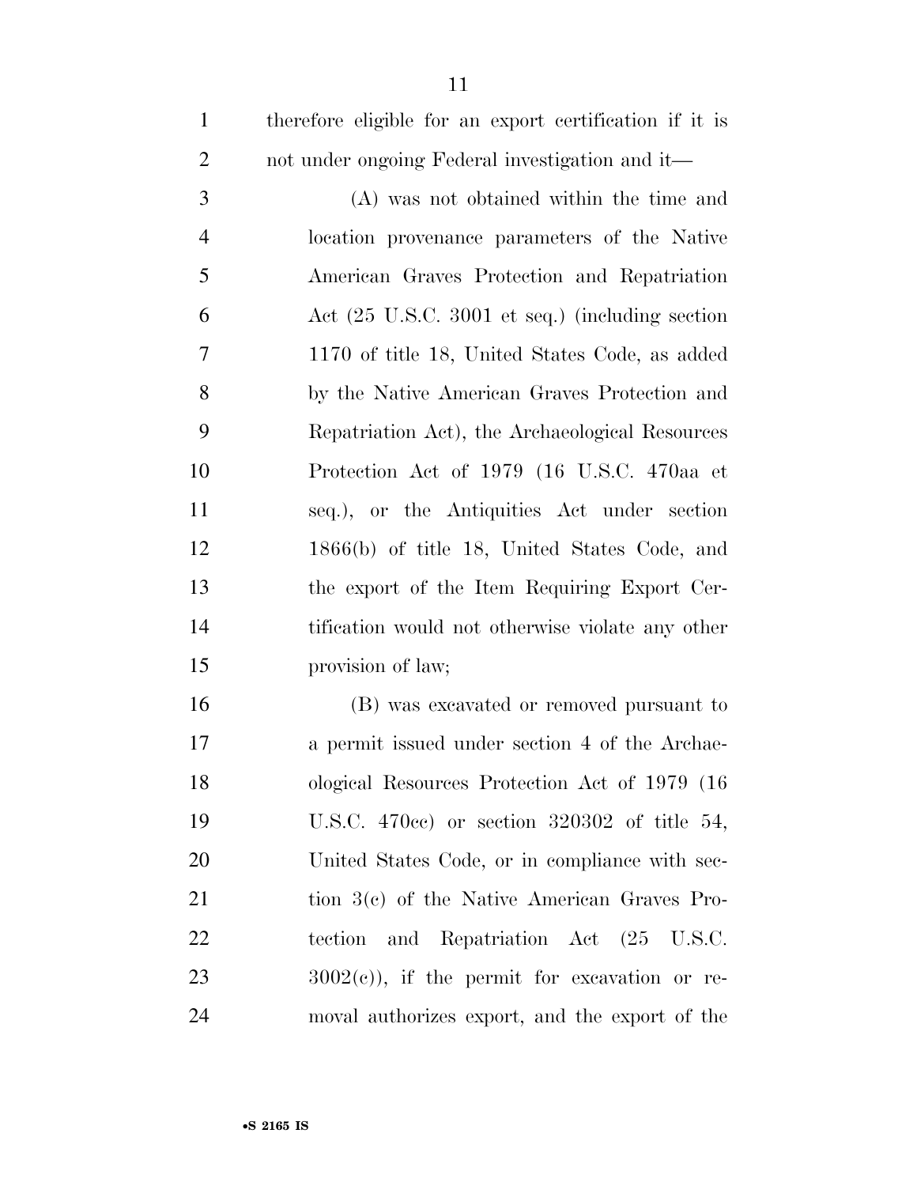therefore eligible for an export certification if it is not under ongoing Federal investigation and it—

(A) was not obtained within the time and location provenance parameters of the Native American Graves Protection and Repatriation Act (25 U.S.C. 3001 et seq.) (including section 1170 of title 18, United States Code, as added by the Native American Graves Protection and Repatriation Act), the Archaeological Resources Protection Act of 1979 (16 U.S.C. 470aa et seq.), or the Antiquities Act under section 1866(b) of title 18, United States Code, and the export of the Item Requiring Export Certification would not otherwise violate any other provision of law;

(B) was excavated or removed pursuant to a permit issued under section 4 of the Archaeological Resources Protection Act of 1979 (16 U.S.C. 470cc) or section 320302 of title 54, United States Code, or in compliance with section 3(c) of the Native American Graves Protection and Repatriation Act (25 U.S.C. 3002(c)), if the permit for excavation or removal authorizes export, and the export of the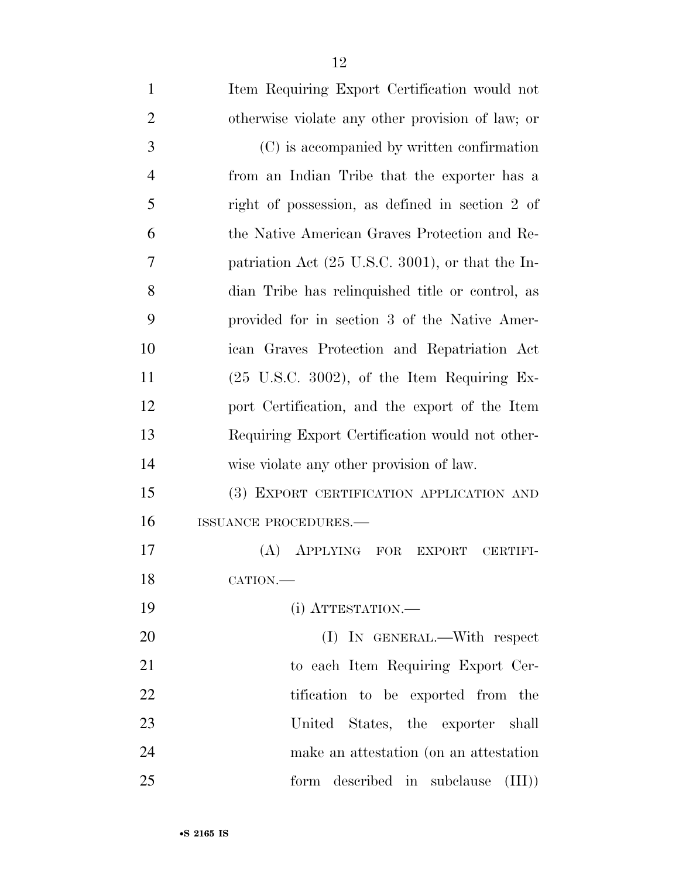Item Requiring Export Certification would not otherwise violate any other provision of law; or

(C) is accompanied by written confirmation from an Indian Tribe that the exporter has a right of possession, as defined in section 2 of the Native American Graves Protection and Repatriation Act (25 U.S.C. 3001), or that the Indian Tribe has relinquished title or control, as provided for in section 3 of the Native American Graves Protection and Repatriation Act (25 U.S.C. 3002), of the Item Requiring Export Certification, and the export of the Item Requiring Export Certification would not otherwise violate any other provision of law.

(3) EXPORT CERTIFICATION APPLICATION AND ISSUANCE PROCEDURES.—

(A) APPLYING FOR EXPORT CERTIFICATION.—

(i) ATTESTATION.—

(I) IN GENERAL.—With respect to each Item Requiring Export Certification to be exported from the United States, the exporter shall make an attestation (on an attestation form described in subclause (III))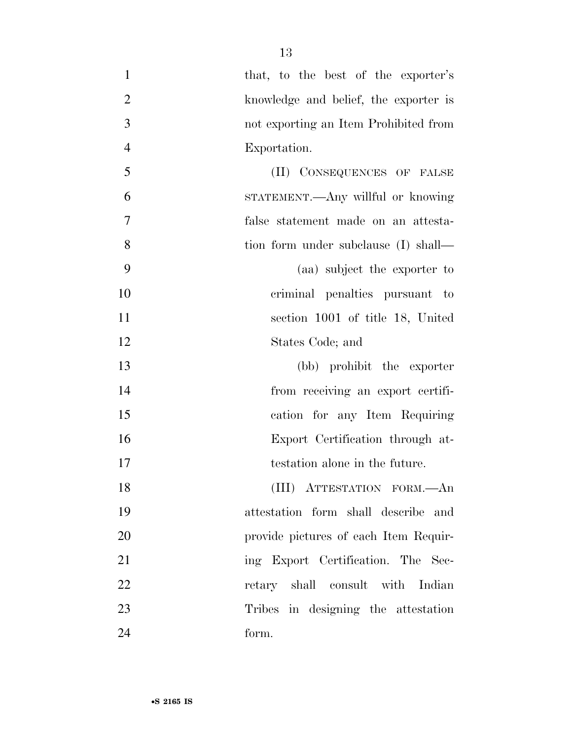that, to the best of the exporter's knowledge and belief, the exporter is not exporting an Item Prohibited from Exportation.

(II) CONSEQUENCES OF FALSE STATEMENT.—Any willful or knowing false statement made on an attestation form under subclause (I) shall—

(aa) subject the exporter to criminal penalties pursuant to section 1001 of title 18, United States Code; and

(bb) prohibit the exporter from receiving an export certification for any Item Requiring Export Certification through attestation alone in the future.

(III) ATTESTATION FORM.—An attestation form shall describe and provide pictures of each Item Requiring Export Certification. The Secretary shall consult with Indian Tribes in designing the attestation form.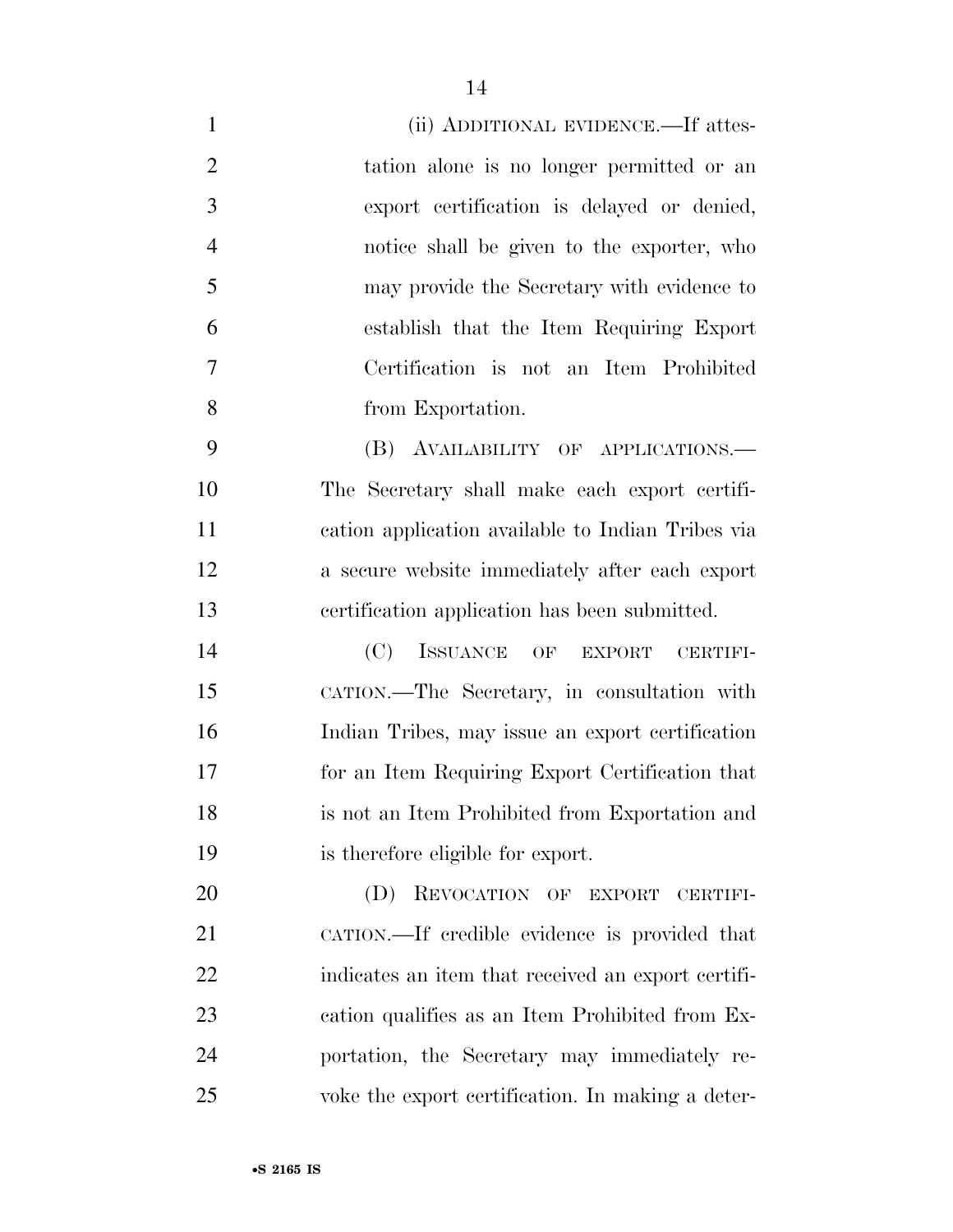(ii) ADDITIONAL EVIDENCE.—If attestation alone is no longer permitted or an export certification is delayed or denied, notice shall be given to the exporter, who may provide the Secretary with evidence to establish that the Item Requiring Export Certification is not an Item Prohibited from Exportation.

(B) AVAILABILITY OF APPLICATIONS.—The Secretary shall make each export certification application available to Indian Tribes via a secure website immediately after each export certification application has been submitted.

(C) ISSUANCE OF EXPORT CERTIFICATION.—The Secretary, in consultation with Indian Tribes, may issue an export certification for an Item Requiring Export Certification that is not an Item Prohibited from Exportation and is therefore eligible for export.

(D) REVOCATION OF EXPORT CERTIFICATION.—If credible evidence is provided that indicates an item that received an export certification qualifies as an Item Prohibited from Exportation, the Secretary may immediately revoke the export certification. In making a deter-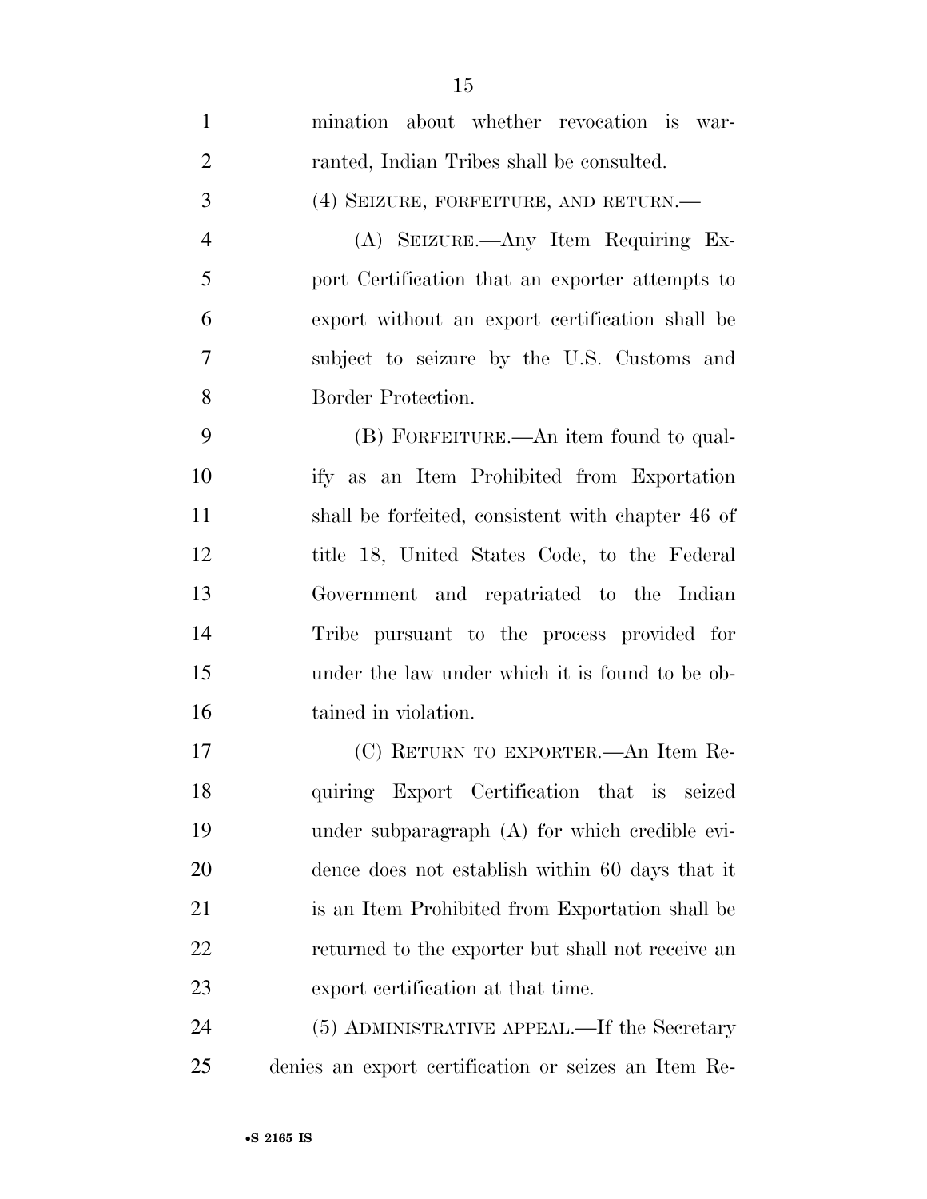mination about whether revocation is warranted, Indian Tribes shall be consulted.

(4) SEIZURE, FORFEITURE, AND RETURN.—

(A) SEIZURE.—Any Item Requiring Export Certification that an exporter attempts to export without an export certification shall be subject to seizure by the U.S. Customs and Border Protection.

(B) FORFEITURE.—An item found to qualify as an Item Prohibited from Exportation shall be forfeited, consistent with chapter 46 of title 18, United States Code, to the Federal Government and repatriated to the Indian Tribe pursuant to the process provided for under the law under which it is found to be obtained in violation.

(C) RETURN TO EXPORTER.—An Item Requiring Export Certification that is seized under subparagraph (A) for which credible evidence does not establish within 60 days that it is an Item Prohibited from Exportation shall be returned to the exporter but shall not receive an export certification at that time.

(5) ADMINISTRATIVE APPEAL.—If the Secretary denies an export certification or seizes an Item Re-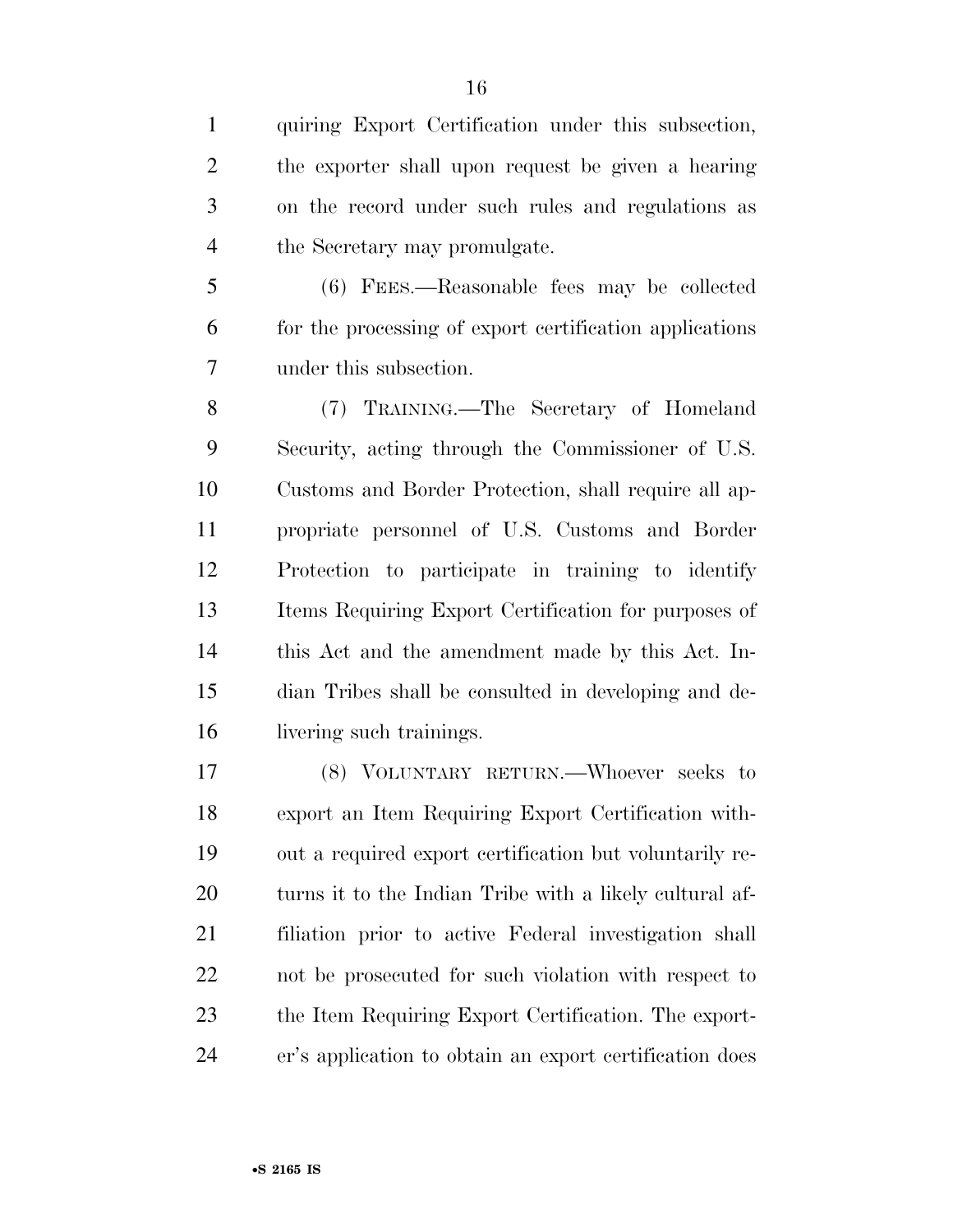quiring Export Certification under this subsection, the exporter shall upon request be given a hearing on the record under such rules and regulations as the Secretary may promulgate.

(6) FEES.—Reasonable fees may be collected for the processing of export certification applications under this subsection.

(7) TRAINING.—The Secretary of Homeland Security, acting through the Commissioner of U.S. Customs and Border Protection, shall require all appropriate personnel of U.S. Customs and Border Protection to participate in training to identify Items Requiring Export Certification for purposes of this Act and the amendment made by this Act. Indian Tribes shall be consulted in developing and delivering such trainings.

(8) VOLUNTARY RETURN.—Whoever seeks to export an Item Requiring Export Certification without a required export certification but voluntarily returns it to the Indian Tribe with a likely cultural affiliation prior to active Federal investigation shall not be prosecuted for such violation with respect to the Item Requiring Export Certification. The exporter's application to obtain an export certification does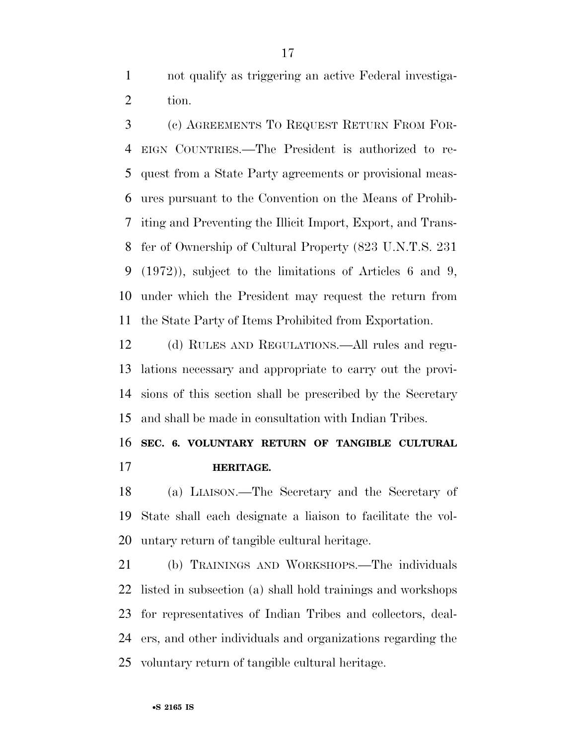not qualify as triggering an active Federal investigation.

(c) AGREEMENTS TO REQUEST RETURN FROM FOREIGN COUNTRIES.—The President is authorized to request from a State Party agreements or provisional measures pursuant to the Convention on the Means of Prohibiting and Preventing the Illicit Import, Export, and Transfer of Ownership of Cultural Property (823 U.N.T.S. 231 (1972)), subject to the limitations of Articles 6 and 9, under which the President may request the return from the State Party of Items Prohibited from Exportation.

(d) RULES AND REGULATIONS.—All rules and regulations necessary and appropriate to carry out the provisions of this section shall be prescribed by the Secretary and shall be made in consultation with Indian Tribes.

## SEC. 6. VOLUNTARY RETURN OF TANGIBLE CULTURAL HERITAGE.

(a) LIAISON.—The Secretary and the Secretary of State shall each designate a liaison to facilitate the voluntary return of tangible cultural heritage.

(b) TRAININGS AND WORKSHOPS.—The individuals listed in subsection (a) shall hold trainings and workshops for representatives of Indian Tribes and collectors, dealers, and other individuals and organizations regarding the voluntary return of tangible cultural heritage.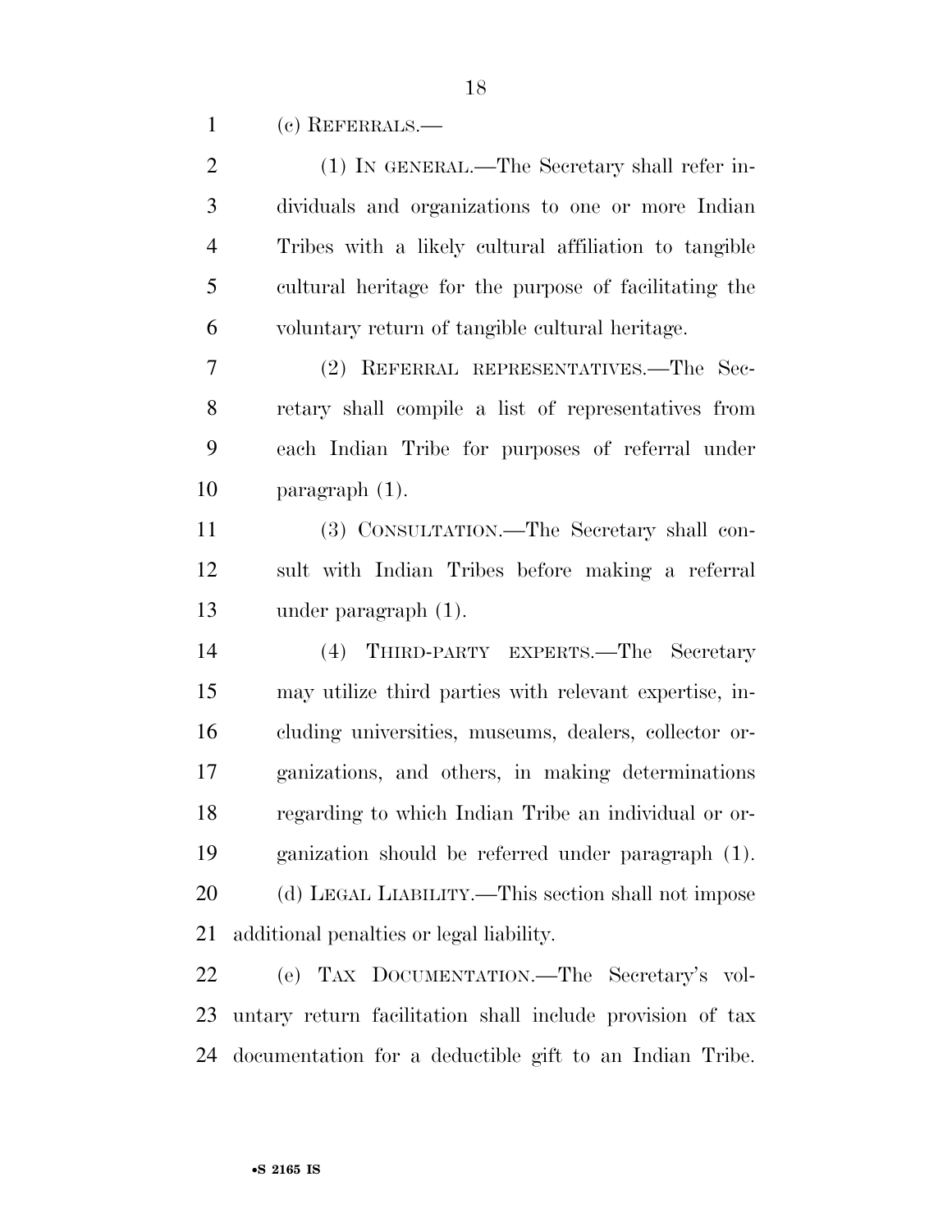(c) REFERRALS.—

(1) IN GENERAL.—The Secretary shall refer individuals and organizations to one or more Indian Tribes with a likely cultural affiliation to tangible cultural heritage for the purpose of facilitating the voluntary return of tangible cultural heritage.

(2) REFERRAL REPRESENTATIVES.—The Secretary shall compile a list of representatives from each Indian Tribe for purposes of referral under paragraph (1).

(3) CONSULTATION.—The Secretary shall consult with Indian Tribes before making a referral under paragraph (1).

(4) THIRD-PARTY EXPERTS.—The Secretary may utilize third parties with relevant expertise, including universities, museums, dealers, collector organizations, and others, in making determinations regarding to which Indian Tribe an individual or organization should be referred under paragraph (1).

(d) LEGAL LIABILITY.—This section shall not impose additional penalties or legal liability.

(e) TAX DOCUMENTATION.—The Secretary's voluntary return facilitation shall include provision of tax documentation for a deductible gift to an Indian Tribe.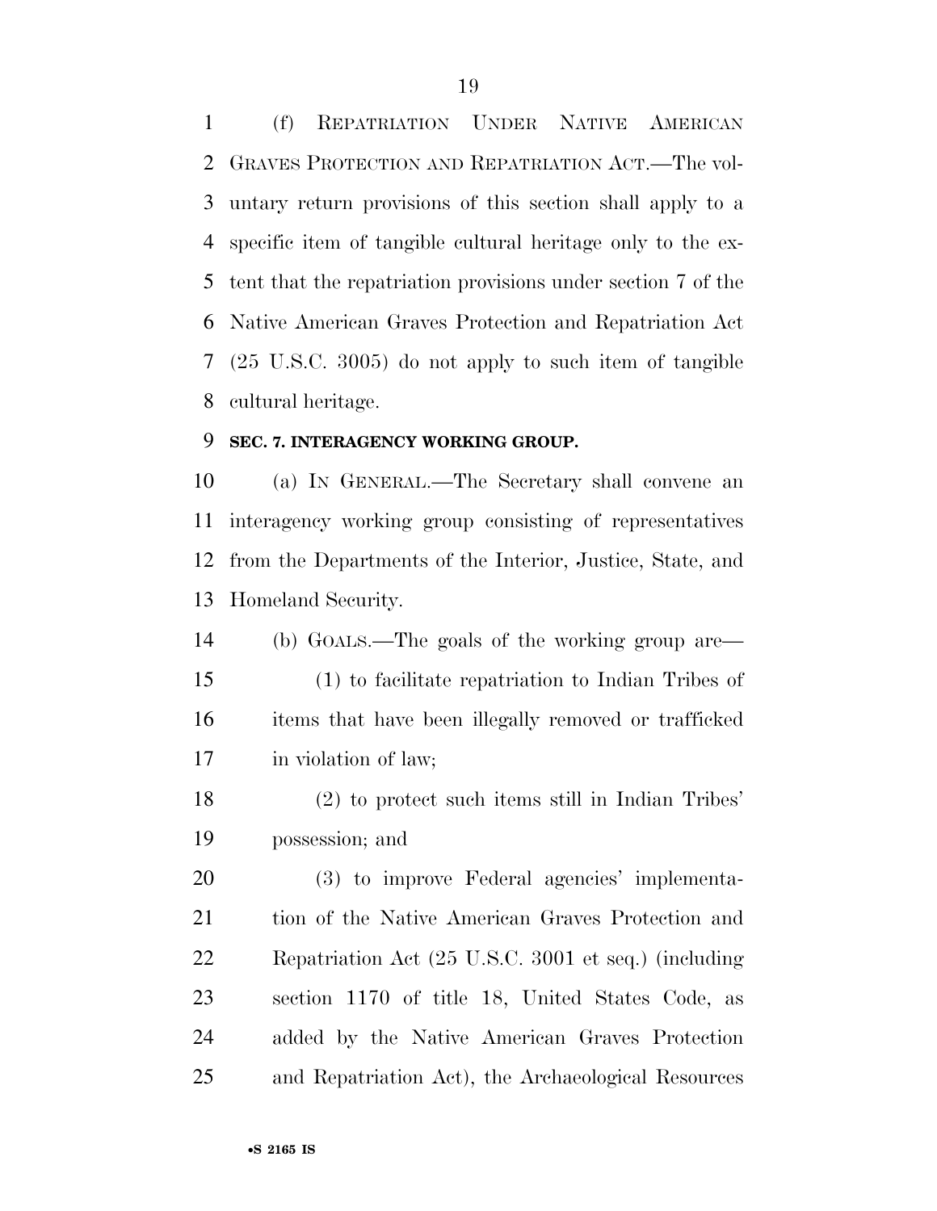(f) REPATRIATION UNDER NATIVE AMERICAN GRAVES PROTECTION AND REPATRIATION ACT.—The voluntary return provisions of this section shall apply to a specific item of tangible cultural heritage only to the extent that the repatriation provisions under section 7 of the Native American Graves Protection and Repatriation Act (25 U.S.C. 3005) do not apply to such item of tangible cultural heritage.

**SEC. 7. INTERAGENCY WORKING GROUP.**

(a) IN GENERAL.—The Secretary shall convene an interagency working group consisting of representatives from the Departments of the Interior, Justice, State, and Homeland Security.

(b) GOALS.—The goals of the working group are—

(1) to facilitate repatriation to Indian Tribes of items that have been illegally removed or trafficked in violation of law;

(2) to protect such items still in Indian Tribes' possession; and

(3) to improve Federal agencies' implementation of the Native American Graves Protection and Repatriation Act (25 U.S.C. 3001 et seq.) (including section 1170 of title 18, United States Code, as added by the Native American Graves Protection and Repatriation Act), the Archaeological Resources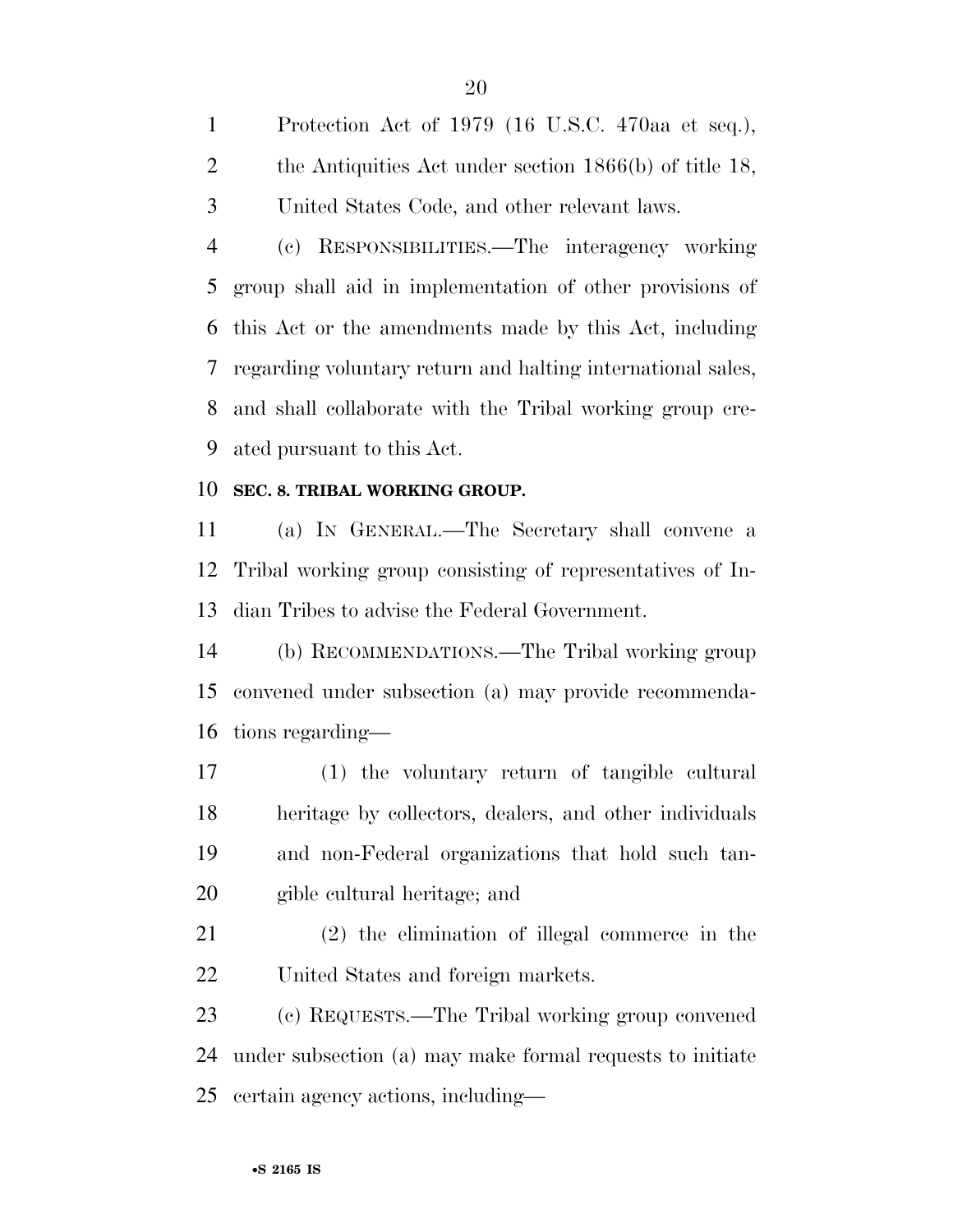Protection Act of 1979 (16 U.S.C. 470aa et seq.), the Antiquities Act under section 1866(b) of title 18, United States Code, and other relevant laws.

(c) RESPONSIBILITIES.—The interagency working group shall aid in implementation of other provisions of this Act or the amendments made by this Act, including regarding voluntary return and halting international sales, and shall collaborate with the Tribal working group created pursuant to this Act.

**SEC. 8. TRIBAL WORKING GROUP.**

(a) IN GENERAL.—The Secretary shall convene a Tribal working group consisting of representatives of Indian Tribes to advise the Federal Government.

(b) RECOMMENDATIONS.—The Tribal working group convened under subsection (a) may provide recommendations regarding—

(1) the voluntary return of tangible cultural heritage by collectors, dealers, and other individuals and non-Federal organizations that hold such tangible cultural heritage; and

(2) the elimination of illegal commerce in the United States and foreign markets.

(c) REQUESTS.—The Tribal working group convened under subsection (a) may make formal requests to initiate certain agency actions, including—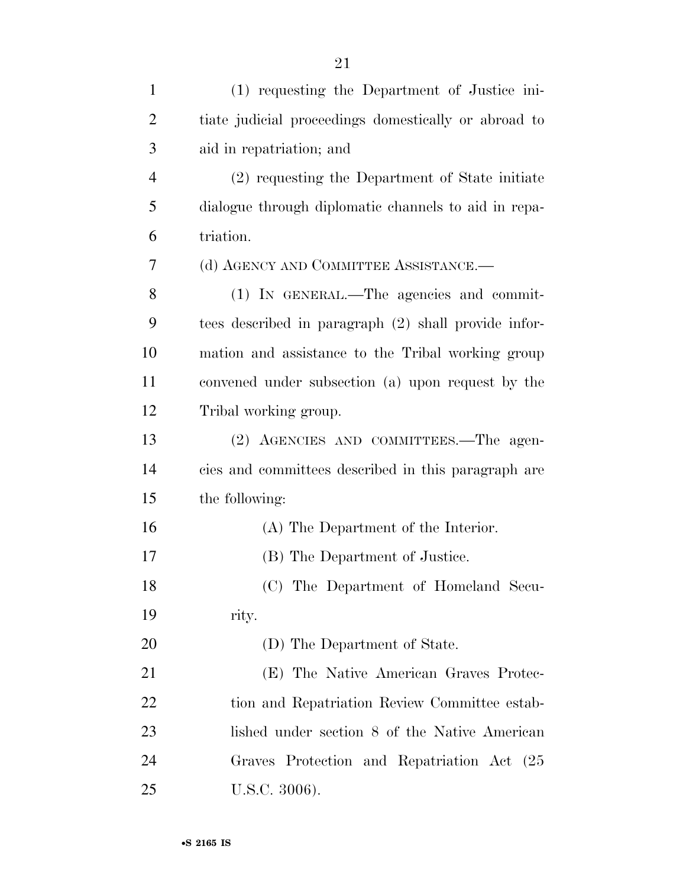(1) requesting the Department of Justice initiate judicial proceedings domestically or abroad to aid in repatriation; and

(2) requesting the Department of State initiate dialogue through diplomatic channels to aid in repatriation.

(d) AGENCY AND COMMITTEE ASSISTANCE.—

(1) IN GENERAL.—The agencies and committees described in paragraph (2) shall provide information and assistance to the Tribal working group convened under subsection (a) upon request by the Tribal working group.

(2) AGENCIES AND COMMITTEES.—The agencies and committees described in this paragraph are the following:

(A) The Department of the Interior.

(B) The Department of Justice.

(C) The Department of Homeland Security.

(D) The Department of State.

(E) The Native American Graves Protection and Repatriation Review Committee established under section 8 of the Native American Graves Protection and Repatriation Act (25 U.S.C. 3006).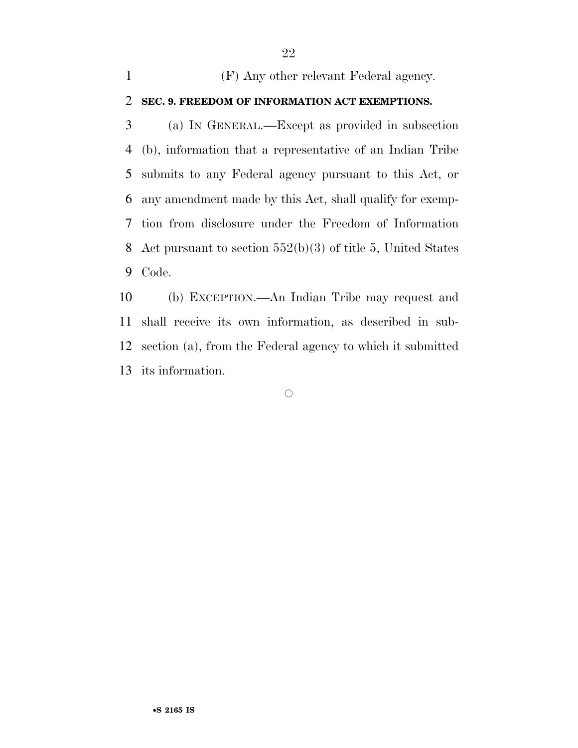(F) Any other relevant Federal agency.

**SEC. 9. FREEDOM OF INFORMATION ACT EXEMPTIONS.**

(a) IN GENERAL.—Except as provided in subsection (b), information that a representative of an Indian Tribe submits to any Federal agency pursuant to this Act, or any amendment made by this Act, shall qualify for exemption from disclosure under the Freedom of Information Act pursuant to section 552(b)(3) of title 5, United States Code.

(b) EXCEPTION.—An Indian Tribe may request and shall receive its own information, as described in subsection (a), from the Federal agency to which it submitted its information.

○